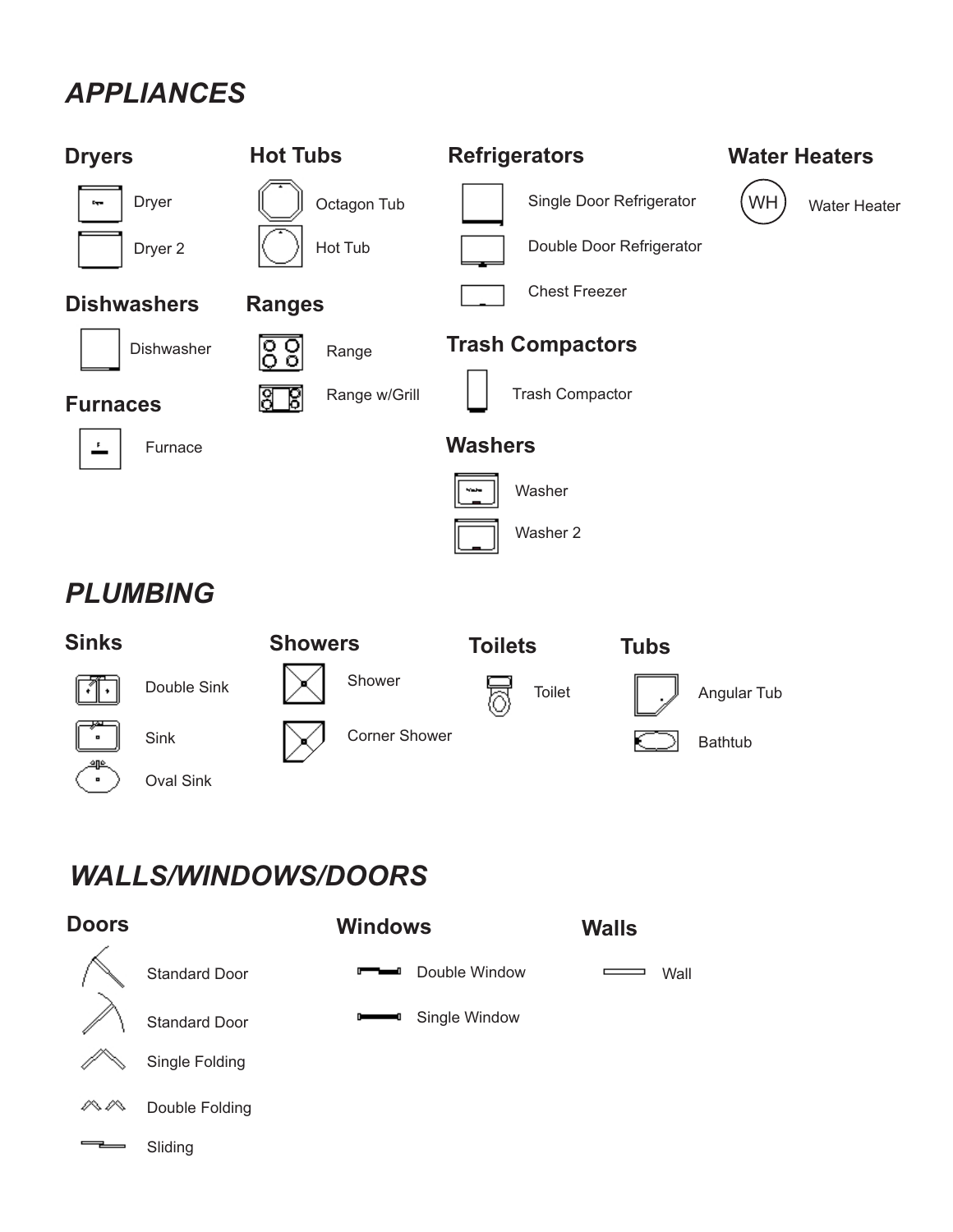# *APPLIANCES*

## Dryers

- Dryer
- Dryer 2

## Hot Tubs

- Octagon Tub
- Hot Tub

## Refrigerators

- Single Door Refrigerator
- Double Door Refrigerator
- Chest Freezer

## Water Heaters

- WH Water Heater

## Dishwashers

- Dishwasher

## Ranges

- Range
- Range w/Grill

## Trash Compactors

- Trash Compactor

## Furnaces

- Furnace

## Washers

- Washer
- Washer 2

# *PLUMBING*

## Sinks

- Double Sink
- Sink
- Oval Sink

## Showers

- Shower
- Corner Shower

## Toilets

- Toilet

## Tubs

- Angular Tub
- Bathtub

# *WALLS/WINDOWS/DOORS*

## Doors

- Standard Door
- Standard Door
- Single Folding
- Double Folding
- Sliding

## Windows

- Double Window
- Single Window

## Walls

- Wall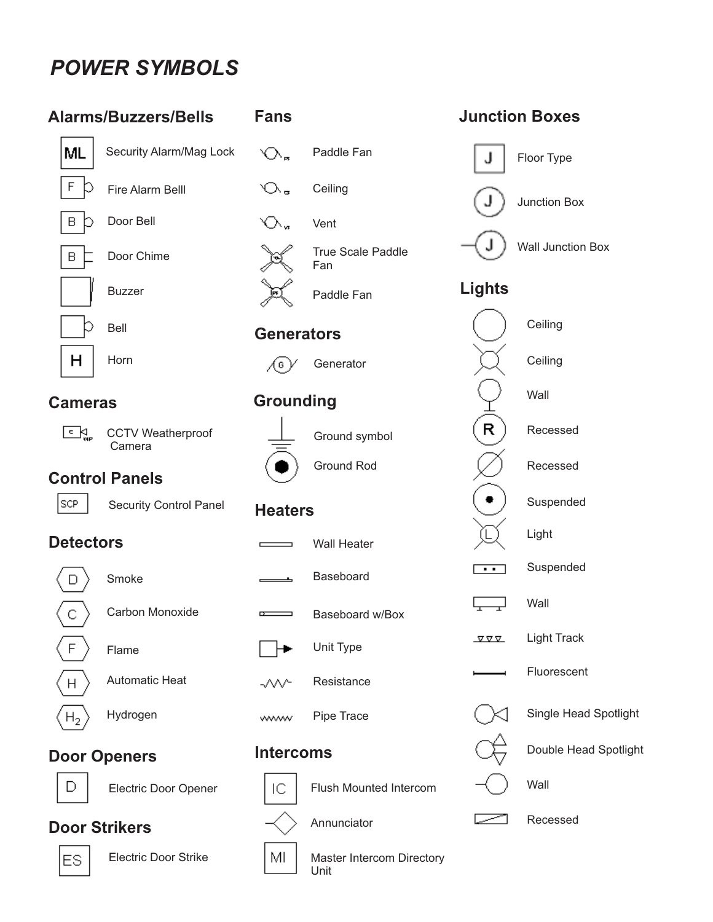# *POWER SYMBOLS*

## Alarms/Buzzers/Bells

| Symbol | Description |
| --- | --- |
| ML | Security Alarm/Mag Lock |
| F | Fire Alarm Belll |
| B | Door Bell |
| B | Door Chime |
| | Buzzer |
| | Bell |
| H | Horn |

## Cameras

| Symbol | Description |
| --- | --- |
| C WP | CCTV Weatherproof Camera |

## Control Panels

| Symbol | Description |
| --- | --- |
| SCP | Security Control Panel |

## Detectors

| Symbol | Description |
| --- | --- |
| D | Smoke |
| C | Carbon Monoxide |
| F | Flame |
| H | Automatic Heat |
| $H_2$ | Hydrogen |

## Door Openers

| Symbol | Description |
| --- | --- |
| D | Electric Door Opener |

## Door Strikers

| Symbol | Description |
| --- | --- |
| ES | Electric Door Strike |

## Fans

| Symbol | Description |
| --- | --- |
| PF | Paddle Fan |
| CF | Ceiling |
| VF | Vent |
| | True Scale Paddle Fan |
| PF | Paddle Fan |

## Generators

| Symbol | Description |
| --- | --- |
| G | Generator |

## Grounding

| Symbol | Description |
| --- | --- |
| | Ground symbol |
| | Ground Rod |

## Heaters

| Symbol | Description |
| --- | --- |
| | Wall Heater |
| | Baseboard |
| | Baseboard w/Box |
| | Unit Type |
| | Resistance |
| | Pipe Trace |

## Intercoms

| Symbol | Description |
| --- | --- |
| IC | Flush Mounted Intercom |
| | Annunciator |
| MI | Master Intercom Directory Unit |

## Junction Boxes

| Symbol | Description |
| --- | --- |
| J | Floor Type |
| J | Junction Box |
| J | Wall Junction Box |

## Lights

| Symbol | Description |
| --- | --- |
| | Ceiling |
| | Ceiling |
| | Wall |
| R | Recessed |
| | Recessed |
| | Suspended |
| L | Light |
| | Suspended |
| | Wall |
| | Light Track |
| | Fluorescent |
| | Single Head Spotlight |
| | Double Head Spotlight |
| | Wall |
| | Recessed |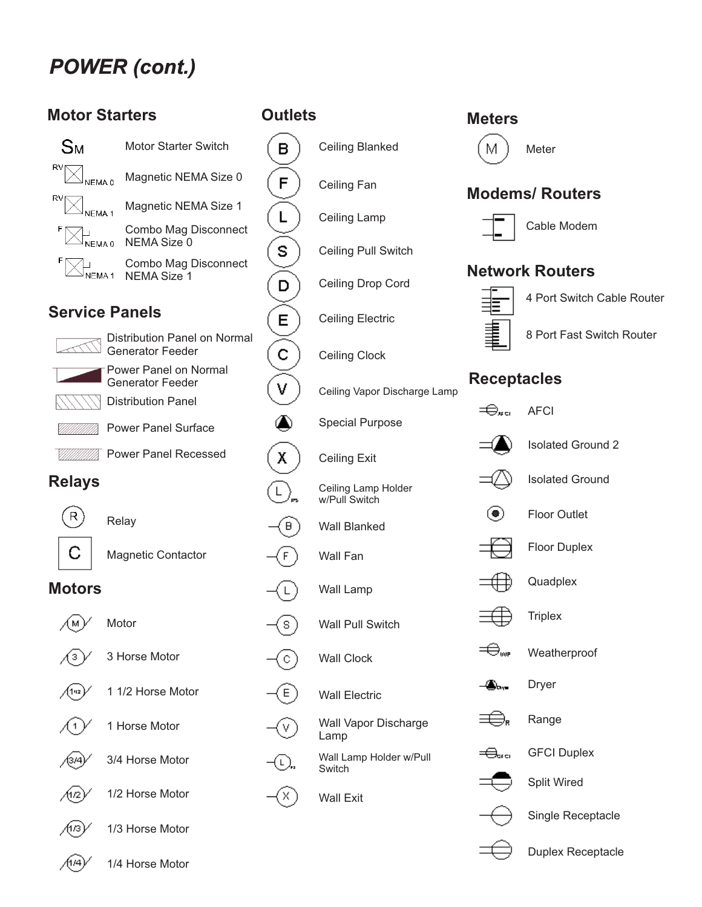# POWER (cont.)

## Motor Starters

| Symbol | Description |
|---|---|
| SM | Motor Starter Switch |
| RV NEMA 0 | Magnetic NEMA Size 0 |
| RV NEMA 1 | Magnetic NEMA Size 1 |
| F NEMA 0 | Combo Mag Disconnect NEMA Size 0 |
| F NEMA 1 | Combo Mag Disconnect NEMA Size 1 |

## Service Panels

- Distribution Panel on Normal Generator Feeder
- Power Panel on Normal Generator Feeder
- Distribution Panel
- Power Panel Surface
- Power Panel Recessed

## Relays

| Symbol | Description |
|---|---|
| R | Relay |
| C | Magnetic Contactor |

## Motors

| Symbol | Description |
|---|---|
| M | Motor |
| 3 | 3 Horse Motor |
| 1 1/2 | 1 1/2 Horse Motor |
| 1 | 1 Horse Motor |
| 3/4 | 3/4 Horse Motor |
| 1/2 | 1/2 Horse Motor |
| 1/3 | 1/3 Horse Motor |
| 1/4 | 1/4 Horse Motor |

## Outlets

| Symbol | Description |
|---|---|
| B | Ceiling Blanked |
| F | Ceiling Fan |
| L | Ceiling Lamp |
| S | Ceiling Pull Switch |
| D | Ceiling Drop Cord |
| E | Ceiling Electric |
| C | Ceiling Clock |
| V | Ceiling Vapor Discharge Lamp |
| | Special Purpose |
| X | Ceiling Exit |
| L PS | Ceiling Lamp Holder w/Pull Switch |
| B | Wall Blanked |
| F | Wall Fan |
| L | Wall Lamp |
| S | Wall Pull Switch |
| C | Wall Clock |
| E | Wall Electric |
| V | Wall Vapor Discharge Lamp |
| L PS | Wall Lamp Holder w/Pull Switch |
| X | Wall Exit |

## Meters

| Symbol | Description |
|---|---|
| M | Meter |

## Modems/ Routers

- Cable Modem

## Network Routers

- 4 Port Switch Cable Router
- 8 Port Fast Switch Router

## Receptacles

| Symbol | Description |
|---|---|
| AFCI | AFCI |
| | Isolated Ground 2 |
| | Isolated Ground |
| | Floor Outlet |
| | Floor Duplex |
| | Quadplex |
| | Triplex |
| WP | Weatherproof |
| Dryer | Dryer |
| R | Range |
| GFCI | GFCI Duplex |
| | Split Wired |
| | Single Receptacle |
| | Duplex Receptacle |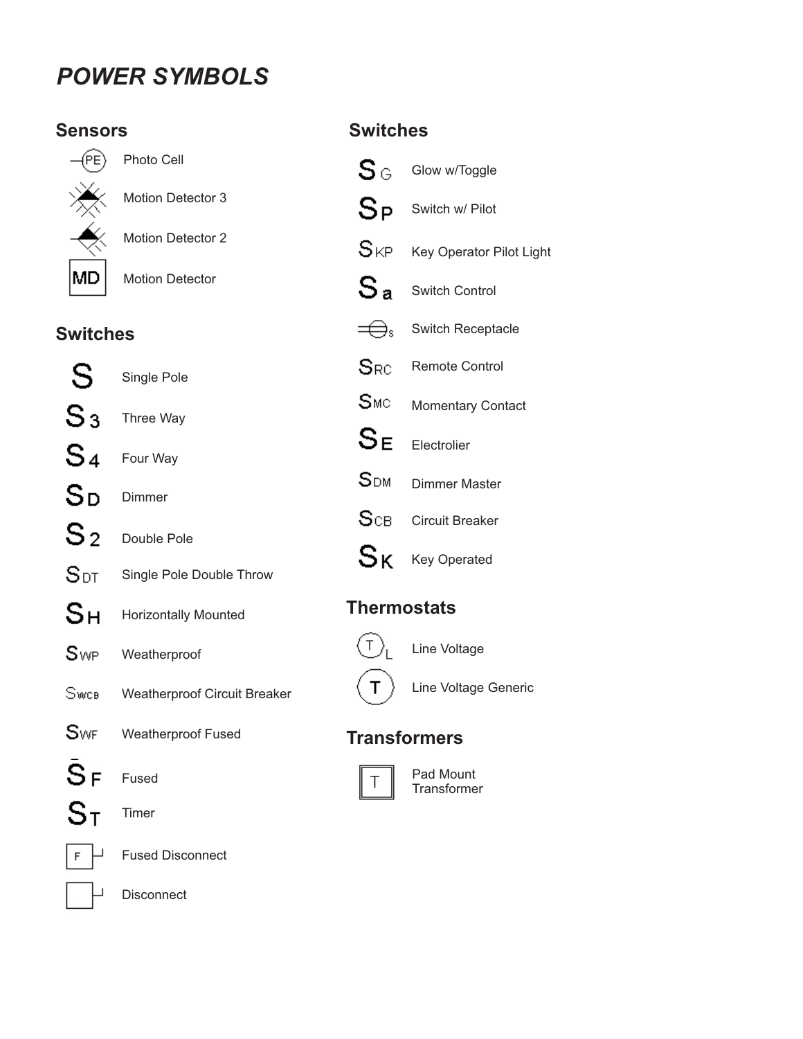# *POWER SYMBOLS*

## Sensors

| Symbol | Description |
| --- | --- |
| (PE) | Photo Cell |
| | Motion Detector 3 |
| | Motion Detector 2 |
| MD | Motion Detector |

## Switches

| Symbol | Description |
| --- | --- |
| S | Single Pole |
| S3 | Three Way |
| S4 | Four Way |
| SD | Dimmer |
| S2 | Double Pole |
| SDT | Single Pole Double Throw |
| SH | Horizontally Mounted |
| SWP | Weatherproof |
| SWCB | Weatherproof Circuit Breaker |
| SWF | Weatherproof Fused |
| SF | Fused |
| ST | Timer |
| F | Fused Disconnect |
| | Disconnect |

## Switches

| Symbol | Description |
| --- | --- |
| SG | Glow w/Toggle |
| SP | Switch w/ Pilot |
| SKP | Key Operator Pilot Light |
| Sa | Switch Control |
| S | Switch Receptacle |
| SRC | Remote Control |
| SMC | Momentary Contact |
| SE | Electrolier |
| SDM | Dimmer Master |
| SCB | Circuit Breaker |
| SK | Key Operated |

## Thermostats

| Symbol | Description |
| --- | --- |
| T L | Line Voltage |
| T | Line Voltage Generic |

## Transformers

| Symbol | Description |
| --- | --- |
| T | Pad Mount Transformer |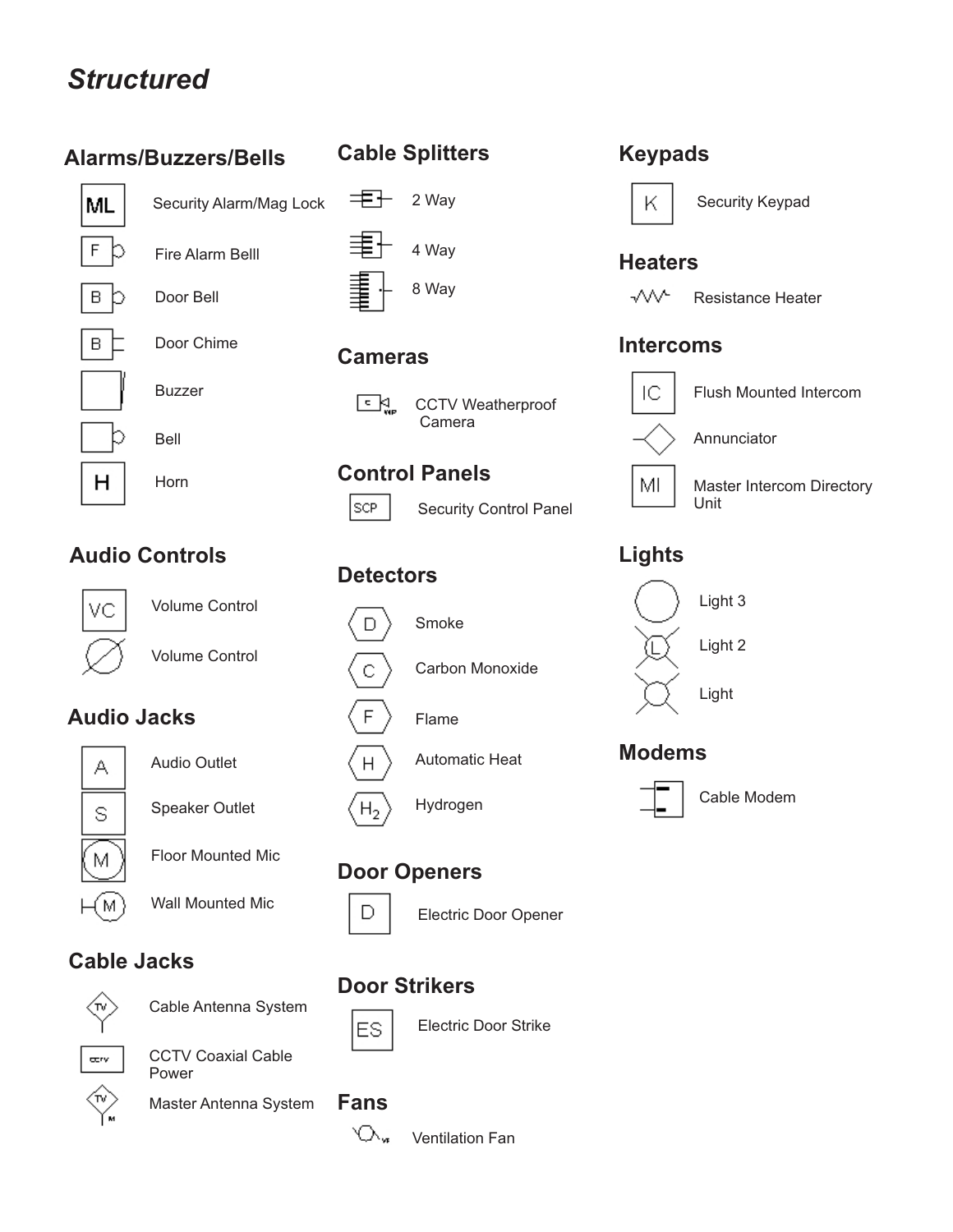# *Structured*

## Alarms/Buzzers/Bells

- ML — Security Alarm/Mag Lock
- F — Fire Alarm Belll
- B — Door Bell
- B — Door Chime
- Buzzer
- Bell
- H — Horn

## Audio Controls

- VC — Volume Control
- Volume Control

## Audio Jacks

- A — Audio Outlet
- S — Speaker Outlet
- M — Floor Mounted Mic
- M — Wall Mounted Mic

## Cable Jacks

- TV — Cable Antenna System
- CCTV — CCTV Coaxial Cable Power
- TV M — Master Antenna System

## Cable Splitters

- 2 Way
- 4 Way
- 8 Way

## Cameras

- WP — CCTV Weatherproof Camera

## Control Panels

- SCP — Security Control Panel

## Detectors

- D — Smoke
- C — Carbon Monoxide
- F — Flame
- H — Automatic Heat
- $H_2$ — Hydrogen

## Door Openers

- D — Electric Door Opener

## Door Strikers

- ES — Electric Door Strike

## Fans

- VF — Ventilation Fan

## Keypads

- K — Security Keypad

## Heaters

- Resistance Heater

## Intercoms

- IC — Flush Mounted Intercom
- Annunciator
- MI — Master Intercom Directory Unit

## Lights

- Light 3
- L — Light 2
- Light

## Modems

- Cable Modem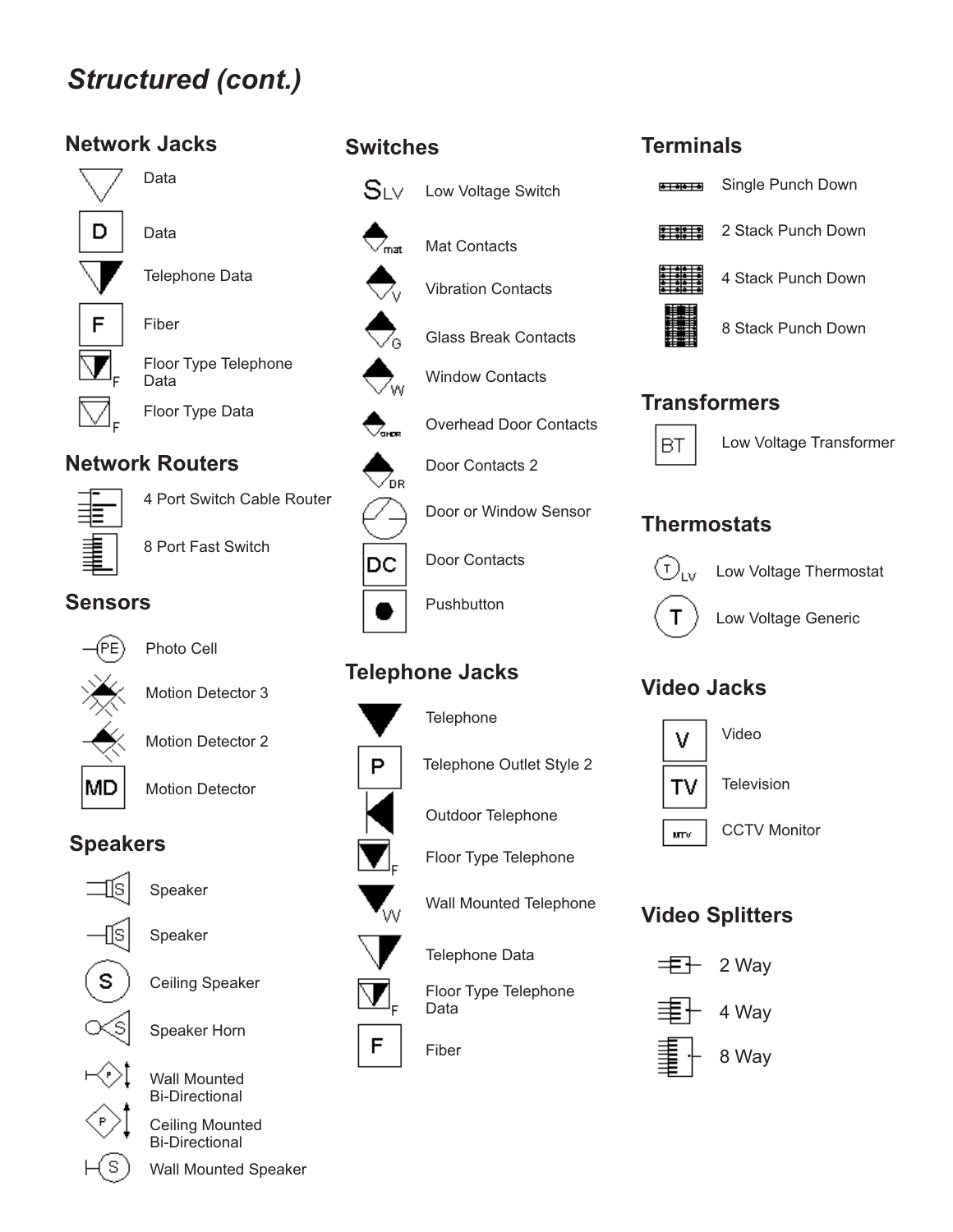# *Structured (cont.)*

## Network Jacks

- Data
- Data
- Telephone Data
- Fiber
- Floor Type Telephone Data
- Floor Type Data

## Network Routers

- 4 Port Switch Cable Router
- 8 Port Fast Switch

## Sensors

- Photo Cell
- Motion Detector 3
- Motion Detector 2
- Motion Detector

## Speakers

- Speaker
- Speaker
- Ceiling Speaker
- Speaker Horn
- Wall Mounted Bi-Directional
- Ceiling Mounted Bi-Directional
- Wall Mounted Speaker

## Switches

- Low Voltage Switch
- Mat Contacts
- Vibration Contacts
- Glass Break Contacts
- Window Contacts
- Overhead Door Contacts
- Door Contacts 2
- Door or Window Sensor
- Door Contacts
- Pushbutton

## Telephone Jacks

- Telephone
- Telephone Outlet Style 2
- Outdoor Telephone
- Floor Type Telephone
- Wall Mounted Telephone
- Telephone Data
- Floor Type Telephone Data
- Fiber

## Terminals

- Single Punch Down
- 2 Stack Punch Down
- 4 Stack Punch Down
- 8 Stack Punch Down

## Transformers

- Low Voltage Transformer

## Thermostats

- Low Voltage Thermostat
- Low Voltage Generic

## Video Jacks

- Video
- Television
- CCTV Monitor

## Video Splitters

- 2 Way
- 4 Way
- 8 Way